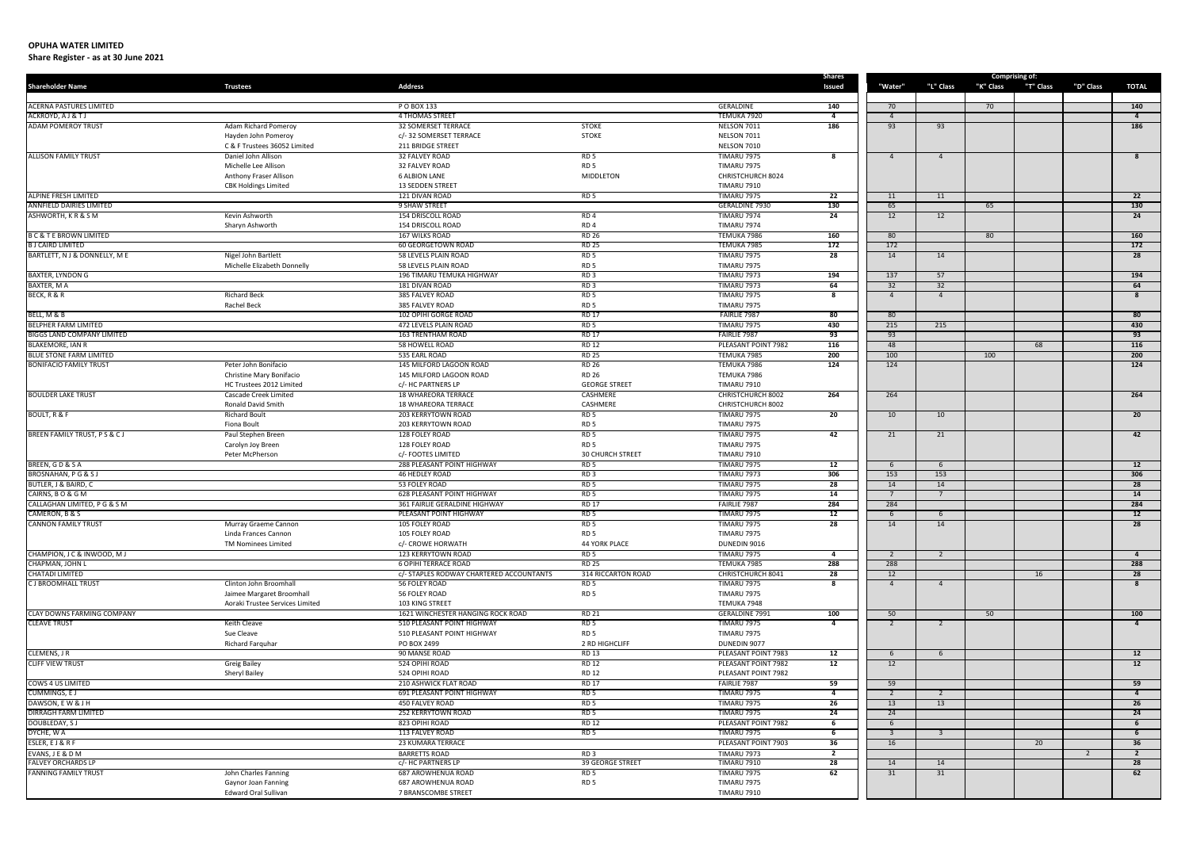**OPUHA WATER LIMITED**

**Share Register - as at 30 June 2021**

| Shareholder Name | Trustees | Address | | | Shares Issued | Comprising of: "Water" | "L" Class | "K" Class | "T" Class | "D" Class | TOTAL |
|---|---|---|---|---|---|---|---|---|---|---|---|
| ACERNA PASTURES LIMITED | | P O BOX 133 | | GERALDINE | 140 | 70 | | 70 | | | 140 |
| ACKROYD, A J & T J | | 4 THOMAS STREET | | TEMUKA 7920 | 4 | 4 | | | | | 4 |
| ADAM POMEROY TRUST | Adam Richard Pomeroy | 32 SOMERSET TERRACE | STOKE | NELSON 7011 | 186 | 93 | 93 | | | | 186 |
| | Hayden John Pomeroy | c/- 32 SOMERSET TERRACE | STOKE | NELSON 7011 | | | | | | | |
| | C & F Trustees 36052 Limited | 211 BRIDGE STREET | | NELSON 7010 | | | | | | | |
| ALLISON FAMILY TRUST | Daniel John Allison | 32 FALVEY ROAD | RD 5 | TIMARU 7975 | 8 | 4 | 4 | | | | 8 |
| | Michelle Lee Allison | 32 FALVEY ROAD | RD 5 | TIMARU 7975 | | | | | | | |
| | Anthony Fraser Allison | 6 ALBION LANE | MIDDLETON | CHRISTCHURCH 8024 | | | | | | | |
| | CBK Holdings Limited | 13 SEDDEN STREET | | TIMARU 7910 | | | | | | | |
| ALPINE FRESH LIMITED | | 121 DIVAN ROAD | RD 5 | TIMARU 7975 | 22 | 11 | 11 | | | | 22 |
| ANNFIELD DAIRIES LIMITED | | 9 SHAW STREET | | GERALDINE 7930 | 130 | 65 | | 65 | | | 130 |
| ASHWORTH, K R & S M | Kevin Ashworth | 154 DRISCOLL ROAD | RD 4 | TIMARU 7974 | 24 | 12 | 12 | | | | 24 |
| | Sharyn Ashworth | 154 DRISCOLL ROAD | RD 4 | TIMARU 7974 | | | | | | | |
| B C & T E BROWN LIMITED | | 167 WILKS ROAD | RD 26 | TEMUKA 7986 | 160 | 80 | | 80 | | | 160 |
| B J CAIRD LIMITED | | 60 GEORGETOWN ROAD | RD 25 | TEMUKA 7985 | 172 | 172 | | | | | 172 |
| BARTLETT, N J & DONNELLY, M E | Nigel John Bartlett | 58 LEVELS PLAIN ROAD | RD 5 | TIMARU 7975 | 28 | 14 | 14 | | | | 28 |
| | Michelle Elizabeth Donnelly | 58 LEVELS PLAIN ROAD | RD 5 | TIMARU 7975 | | | | | | | |
| BAXTER, LYNDON G | | 196 TIMARU TEMUKA HIGHWAY | RD 3 | TIMARU 7973 | 194 | 137 | 57 | | | | 194 |
| BAXTER, M A | | 181 DIVAN ROAD | RD 3 | TIMARU 7973 | 64 | 32 | 32 | | | | 64 |
| BECK, R & R | Richard Beck | 385 FALVEY ROAD | RD 5 | TIMARU 7975 | 8 | 4 | 4 | | | | 8 |
| | Rachel Beck | 385 FALVEY ROAD | RD 5 | TIMARU 7975 | | | | | | | |
| BELL, M & B | | 102 OPIHI GORGE ROAD | RD 17 | FAIRLIE 7987 | 80 | 80 | | | | | 80 |
| BELPHER FARM LIMITED | | 472 LEVELS PLAIN ROAD | RD 5 | TIMARU 7975 | 430 | 215 | 215 | | | | 430 |
| BIGGS LAND COMPANY LIMITED | | 163 TRENTHAM ROAD | RD 17 | FAIRLIE 7987 | 93 | 93 | | | | | 93 |
| BLAKEMORE, IAN R | | 58 HOWELL ROAD | RD 12 | PLEASANT POINT 7982 | 116 | 48 | | | 68 | | 116 |
| BLUE STONE FARM LIMITED | | 535 EARL ROAD | RD 25 | TEMUKA 7985 | 200 | 100 | | 100 | | | 200 |
| BONIFACIO FAMILY TRUST | Peter John Bonifacio | 145 MILFORD LAGOON ROAD | RD 26 | TEMUKA 7986 | 124 | 124 | | | | | 124 |
| | Christine Mary Bonifacio | 145 MILFORD LAGOON ROAD | RD 26 | TEMUKA 7986 | | | | | | | |
| | HC Trustees 2012 Limited | c/- HC PARTNERS LP | GEORGE STREET | TIMARU 7910 | | | | | | | |
| BOULDER LAKE TRUST | Cascade Creek Limited | 18 WHAREORA TERRACE | CASHMERE | CHRISTCHURCH 8002 | 264 | 264 | | | | | 264 |
| | Ronald David Smith | 18 WHAREORA TERRACE | CASHMERE | CHRISTCHURCH 8002 | | | | | | | |
| BOULT, R & F | Richard Boult | 203 KERRYTOWN ROAD | RD 5 | TIMARU 7975 | 20 | 10 | 10 | | | | 20 |
| | Fiona Boult | 203 KERRYTOWN ROAD | RD 5 | TIMARU 7975 | | | | | | | |
| BREEN FAMILY TRUST, P S & C J | Paul Stephen Breen | 128 FOLEY ROAD | RD 5 | TIMARU 7975 | 42 | 21 | 21 | | | | 42 |
| | Carolyn Joy Breen | 128 FOLEY ROAD | RD 5 | TIMARU 7975 | | | | | | | |
| | Peter McPherson | c/- FOOTES LIMITED | 30 CHURCH STREET | TIMARU 7910 | | | | | | | |
| BREEN, G D & S A | | 288 PLEASANT POINT HIGHWAY | RD 5 | TIMARU 7975 | 12 | 6 | 6 | | | | 12 |
| BROSNAHAN, P G & S J | | 46 HEDLEY ROAD | RD 3 | TIMARU 7973 | 306 | 153 | 153 | | | | 306 |
| BUTLER, J & BAIRD, C | | 53 FOLEY ROAD | RD 5 | TIMARU 7975 | 28 | 14 | 14 | | | | 28 |
| CAIRNS, B O & G M | | 628 PLEASANT POINT HIGHWAY | RD 5 | TIMARU 7975 | 14 | 7 | 7 | | | | 14 |
| CALLAGHAN LIMITED, P G & S M | | 361 FAIRLIE GERALDINE HIGHWAY | RD 17 | FAIRLIE 7987 | 284 | 284 | | | | | 284 |
| CAMERON, B & S | | PLEASANT POINT HIGHWAY | RD 5 | TIMARU 7975 | 12 | 6 | 6 | | | | 12 |
| CANNON FAMILY TRUST | Murray Graeme Cannon | 105 FOLEY ROAD | RD 5 | TIMARU 7975 | 28 | 14 | 14 | | | | 28 |
| | Linda Frances Cannon | 105 FOLEY ROAD | RD 5 | TIMARU 7975 | | | | | | | |
| | TM Nominees Limited | c/- CROWE HORWATH | 44 YORK PLACE | DUNEDIN 9016 | | | | | | | |
| CHAMPION, J C & INWOOD, M J | | 123 KERRYTOWN ROAD | RD 5 | TIMARU 7975 | 4 | 2 | 2 | | | | 4 |
| CHAPMAN, JOHN L | | 6 OPIHI TERRACE ROAD | RD 25 | TEMUKA 7985 | 288 | 288 | | | | | 288 |
| CHATADI LIMITED | | c/- STAPLES RODWAY CHARTERED ACCOUNTANTS | 314 RICCARTON ROAD | CHRISTCHURCH 8041 | 28 | 12 | | | 16 | | 28 |
| C J BROOMHALL TRUST | Clinton John Broomhall | 56 FOLEY ROAD | RD 5 | TIMARU 7975 | 8 | 4 | 4 | | | | 8 |
| | Jaimee Margaret Broomhall | 56 FOLEY ROAD | RD 5 | TIMARU 7975 | | | | | | | |
| | Aoraki Trustee Services Limited | 103 KING STREET | | TEMUKA 7948 | | | | | | | |
| CLAY DOWNS FARMING COMPANY | | 1621 WINCHESTER HANGING ROCK ROAD | RD 21 | GERALDINE 7991 | 100 | 50 | | 50 | | | 100 |
| CLEAVE TRUST | Keith Cleave | 510 PLEASANT POINT HIGHWAY | RD 5 | TIMARU 7975 | 4 | 2 | 2 | | | | 4 |
| | Sue Cleave | 510 PLEASANT POINT HIGHWAY | RD 5 | TIMARU 7975 | | | | | | | |
| | Richard Farquhar | PO BOX 2499 | 2 RD HIGHCLIFF | DUNEDIN 9077 | | | | | | | |
| CLEMENS, J R | | 90 MANSE ROAD | RD 13 | PLEASANT POINT 7983 | 12 | 6 | 6 | | | | 12 |
| CLIFF VIEW TRUST | Greig Bailey | 524 OPIHI ROAD | RD 12 | PLEASANT POINT 7982 | 12 | 12 | | | | | 12 |
| | Sheryl Bailey | 524 OPIHI ROAD | RD 12 | PLEASANT POINT 7982 | | | | | | | |
| COWS 4 US LIMITED | | 210 ASHWICK FLAT ROAD | RD 17 | FAIRLIE 7987 | 59 | 59 | | | | | 59 |
| CUMMINGS, E J | | 691 PLEASANT POINT HIGHWAY | RD 5 | TIMARU 7975 | 4 | 2 | 2 | | | | 4 |
| DAWSON, E W & J H | | 450 FALVEY ROAD | RD 5 | TIMARU 7975 | 26 | 13 | 13 | | | | 26 |
| DIRRAGH FARM LIMITED | | 252 KERRYTOWN ROAD | RD 5 | TIMARU 7975 | 24 | 24 | | | | | 24 |
| DOUBLEDAY, S J | | 823 OPIHI ROAD | RD 12 | PLEASANT POINT 7982 | 6 | 6 | | | | | 6 |
| DYCHE, W A | | 113 FALVEY ROAD | RD 5 | TIMARU 7975 | 6 | 3 | 3 | | | | 6 |
| ESLER, E J & R F | | 23 KUMARA TERRACE | | PLEASANT POINT 7903 | 36 | 16 | | | 20 | | 36 |
| EVANS, J E & D M | | BARRETTS ROAD | RD 3 | TIMARU 7973 | 2 | | | | | 2 | 2 |
| FALVEY ORCHARDS LP | | c/- HC PARTNERS LP | 39 GEORGE STREET | TIMARU 7910 | 28 | 14 | 14 | | | | 28 |
| FANNING FAMILY TRUST | John Charles Fanning | 687 AROWHENUA ROAD | RD 5 | TIMARU 7975 | 62 | 31 | 31 | | | | 62 |
| | Gaynor Joan Fanning | 687 AROWHENUA ROAD | RD 5 | TIMARU 7975 | | | | | | | |
| | Edward Oral Sullivan | 7 BRANSCOMBE STREET | | TIMARU 7910 | | | | | | | |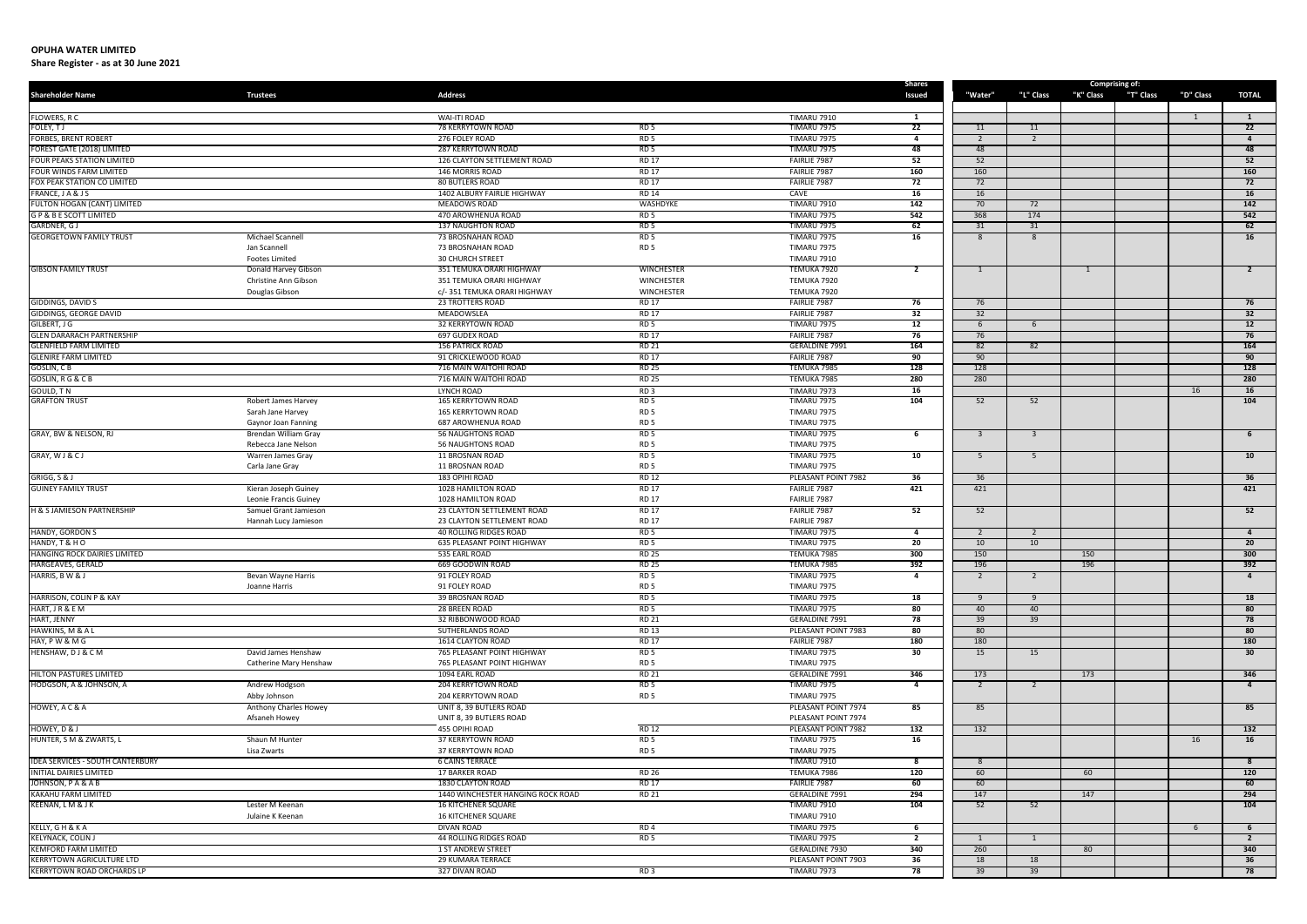**OPUHA WATER LIMITED**

**Share Register - as at 30 June 2021**

| Shareholder Name | Trustees | Address | | | Shares Issued | Comprising of: "Water" | "L" Class | "K" Class | "T" Class | "D" Class | TOTAL |
|---|---|---|---|---|---|---|---|---|---|---|---|
| FLOWERS, R C | | WAI-ITI ROAD | | TIMARU 7910 | 1 | | | | | 1 | 1 |
| FOLEY, T J | | 78 KERRYTOWN ROAD | RD 5 | TIMARU 7975 | 22 | 11 | 11 | | | | 22 |
| FORBES, BRENT ROBERT | | 276 FOLEY ROAD | RD 5 | TIMARU 7975 | 4 | 2 | 2 | | | | 4 |
| FOREST GATE (2018) LIMITED | | 287 KERRYTOWN ROAD | RD 5 | TIMARU 7975 | 48 | 48 | | | | | 48 |
| FOUR PEAKS STATION LIMITED | | 126 CLAYTON SETTLEMENT ROAD | RD 17 | FAIRLIE 7987 | 52 | 52 | | | | | 52 |
| FOUR WINDS FARM LIMITED | | 146 MORRIS ROAD | RD 17 | FAIRLIE 7987 | 160 | 160 | | | | | 160 |
| FOX PEAK STATION CO LIMITED | | 80 BUTLERS ROAD | RD 17 | FAIRLIE 7987 | 72 | 72 | | | | | 72 |
| FRANCE, J A & J S | | 1402 ALBURY FAIRLIE HIGHWAY | RD 14 | CAVE | 16 | 16 | | | | | 16 |
| FULTON HOGAN (CANT) LIMITED | | MEADOWS ROAD | WASHDYKE | TIMARU 7910 | 142 | 70 | 72 | | | | 142 |
| G P & B E SCOTT LIMITED | | 470 AROWHENUA ROAD | RD 5 | TIMARU 7975 | 542 | 368 | 174 | | | | 542 |
| GARDNER, G J | | 137 NAUGHTON ROAD | RD 5 | TIMARU 7975 | 62 | 31 | 31 | | | | 62 |
| GEORGETOWN FAMILY TRUST | Michael Scannell | 73 BROSNAHAN ROAD | RD 5 | TIMARU 7975 | 16 | 8 | 8 | | | | 16 |
| | Jan Scannell | 73 BROSNAHAN ROAD | RD 5 | TIMARU 7975 | | | | | | | |
| | Footes Limited | 30 CHURCH STREET | | TIMARU 7910 | | | | | | | |
| GIBSON FAMILY TRUST | Donald Harvey Gibson | 351 TEMUKA ORARI HIGHWAY | WINCHESTER | TEMUKA 7920 | 2 | 1 | | 1 | | | 2 |
| | Christine Ann Gibson | 351 TEMUKA ORARI HIGHWAY | WINCHESTER | TEMUKA 7920 | | | | | | | |
| | Douglas Gibson | c/- 351 TEMUKA ORARI HIGHWAY | WINCHESTER | TEMUKA 7920 | | | | | | | |
| GIDDINGS, DAVID S | | 23 TROTTERS ROAD | RD 17 | FAIRLIE 7987 | 76 | 76 | | | | | 76 |
| GIDDINGS, GEORGE DAVID | | MEADOWSLEA | RD 17 | FAIRLIE 7987 | 32 | 32 | | | | | 32 |
| GILBERT, J G | | 32 KERRYTOWN ROAD | RD 5 | TIMARU 7975 | 12 | 6 | 6 | | | | 12 |
| GLEN DARARACH PARTNERSHIP | | 697 GUDEX ROAD | RD 17 | FAIRLIE 7987 | 76 | 76 | | | | | 76 |
| GLENFIELD FARM LIMITED | | 156 PATRICK ROAD | RD 21 | GERALDINE 7991 | 164 | 82 | 82 | | | | 164 |
| GLENIRE FARM LIMITED | | 91 CRICKLEWOOD ROAD | RD 17 | FAIRLIE 7987 | 90 | 90 | | | | | 90 |
| GOSLIN, C B | | 716 MAIN WAITOHI ROAD | RD 25 | TEMUKA 7985 | 128 | 128 | | | | | 128 |
| GOSLIN, R G & C B | | 716 MAIN WAITOHI ROAD | RD 25 | TEMUKA 7985 | 280 | 280 | | | | | 280 |
| GOULD, T N | | LYNCH ROAD | RD 3 | TIMARU 7973 | 16 | | | | | 16 | 16 |
| GRAFTON TRUST | Robert James Harvey | 165 KERRYTOWN ROAD | RD 5 | TIMARU 7975 | 104 | 52 | 52 | | | | 104 |
| | Sarah Jane Harvey | 165 KERRYTOWN ROAD | RD 5 | TIMARU 7975 | | | | | | | |
| | Gaynor Joan Fanning | 687 AROWHENUA ROAD | RD 5 | TIMARU 7975 | | | | | | | |
| GRAY, BW & NELSON, RJ | Brendan William Gray | 56 NAUGHTONS ROAD | RD 5 | TIMARU 7975 | 6 | 3 | 3 | | | | 6 |
| | Rebecca Jane Nelson | 56 NAUGHTONS ROAD | RD 5 | TIMARU 7975 | | | | | | | |
| GRAY, W J & C J | Warren James Gray | 11 BROSNAN ROAD | RD 5 | TIMARU 7975 | 10 | 5 | 5 | | | | 10 |
| | Carla Jane Gray | 11 BROSNAN ROAD | RD 5 | TIMARU 7975 | | | | | | | |
| GRIGG, S & J | | 183 OPIHI ROAD | RD 12 | PLEASANT POINT 7982 | 36 | 36 | | | | | 36 |
| GUINEY FAMILY TRUST | Kieran Joseph Guiney | 1028 HAMILTON ROAD | RD 17 | FAIRLIE 7987 | 421 | 421 | | | | | 421 |
| | Leonie Francis Guiney | 1028 HAMILTON ROAD | RD 17 | FAIRLIE 7987 | | | | | | | |
| H & S JAMIESON PARTNERSHIP | Samuel Grant Jamieson | 23 CLAYTON SETTLEMENT ROAD | RD 17 | FAIRLIE 7987 | 52 | 52 | | | | | 52 |
| | Hannah Lucy Jamieson | 23 CLAYTON SETTLEMENT ROAD | RD 17 | FAIRLIE 7987 | | | | | | | |
| HANDY, GORDON S | | 40 ROLLING RIDGES ROAD | RD 5 | TIMARU 7975 | 4 | 2 | 2 | | | | 4 |
| HANDY, T & H O | | 635 PLEASANT POINT HIGHWAY | RD 5 | TIMARU 7975 | 20 | 10 | 10 | | | | 20 |
| HANGING ROCK DAIRIES LIMITED | | 535 EARL ROAD | RD 25 | TEMUKA 7985 | 300 | 150 | | 150 | | | 300 |
| HARGEAVES, GERALD | | 669 GOODWIN ROAD | RD 25 | TEMUKA 7985 | 392 | 196 | | 196 | | | 392 |
| HARRIS, B W & J | Bevan Wayne Harris | 91 FOLEY ROAD | RD 5 | TIMARU 7975 | 4 | 2 | 2 | | | | 4 |
| | Joanne Harris | 91 FOLEY ROAD | RD 5 | TIMARU 7975 | | | | | | | |
| HARRISON, COLIN P & KAY | | 39 BROSNAN ROAD | RD 5 | TIMARU 7975 | 18 | 9 | 9 | | | | 18 |
| HART, J R & E M | | 28 BREEN ROAD | RD 5 | TIMARU 7975 | 80 | 40 | 40 | | | | 80 |
| HART, JENNY | | 32 RIBBONWOOD ROAD | RD 21 | GERALDINE 7991 | 78 | 39 | 39 | | | | 78 |
| HAWKINS, M & A L | | SUTHERLANDS ROAD | RD 13 | PLEASANT POINT 7983 | 80 | 80 | | | | | 80 |
| HAY, P W & M G | | 1614 CLAYTON ROAD | RD 17 | FAIRLIE 7987 | 180 | 180 | | | | | 180 |
| HENSHAW, D J & C M | David James Henshaw | 765 PLEASANT POINT HIGHWAY | RD 5 | TIMARU 7975 | 30 | 15 | 15 | | | | 30 |
| | Catherine Mary Henshaw | 765 PLEASANT POINT HIGHWAY | RD 5 | TIMARU 7975 | | | | | | | |
| HILTON PASTURES LIMITED | | 1094 EARL ROAD | RD 21 | GERALDINE 7991 | 346 | 173 | | 173 | | | 346 |
| HODGSON, A & JOHNSON, A | Andrew Hodgson | 204 KERRYTOWN ROAD | RD 5 | TIMARU 7975 | 4 | 2 | 2 | | | | 4 |
| | Abby Johnson | 204 KERRYTOWN ROAD | RD 5 | TIMARU 7975 | | | | | | | |
| HOWEY, A C & A | Anthony Charles Howey | UNIT 8, 39 BUTLERS ROAD | | PLEASANT POINT 7974 | 85 | 85 | | | | | 85 |
| | Afsaneh Howey | UNIT 8, 39 BUTLERS ROAD | | PLEASANT POINT 7974 | | | | | | | |
| HOWEY, D & J | | 455 OPIHI ROAD | RD 12 | PLEASANT POINT 7982 | 132 | 132 | | | | | 132 |
| HUNTER, S M & ZWARTS, L | Shaun M Hunter | 37 KERRYTOWN ROAD | RD 5 | TIMARU 7975 | 16 | | | | | 16 | 16 |
| | Lisa Zwarts | 37 KERRYTOWN ROAD | RD 5 | TIMARU 7975 | | | | | | | |
| IDEA SERVICES - SOUTH CANTERBURY | | 6 CAINS TERRACE | | TIMARU 7910 | 8 | 8 | | | | | 8 |
| INITIAL DAIRIES LIMITED | | 17 BARKER ROAD | RD 26 | TEMUKA 7986 | 120 | 60 | | 60 | | | 120 |
| JOHNSON, P A & A B | | 1830 CLAYTON ROAD | RD 17 | FAIRLIE 7987 | 60 | 60 | | | | | 60 |
| KAKAHU FARM LIMITED | | 1440 WINCHESTER HANGING ROCK ROAD | RD 21 | GERALDINE 7991 | 294 | 147 | | 147 | | | 294 |
| KEENAN, L M & J K | Lester M Keenan | 16 KITCHENER SQUARE | | TIMARU 7910 | 104 | 52 | 52 | | | | 104 |
| | Julaine K Keenan | 16 KITCHENER SQUARE | | TIMARU 7910 | | | | | | | |
| KELLY, G H & K A | | DIVAN ROAD | RD 4 | TIMARU 7975 | 6 | | | | | 6 | 6 |
| KELYNACK, COLIN J | | 44 ROLLING RIDGES ROAD | RD 5 | TIMARU 7975 | 2 | 1 | 1 | | | | 2 |
| KEMFORD FARM LIMITED | | 1 ST ANDREW STREET | | GERALDINE 7930 | 340 | 260 | | 80 | | | 340 |
| KERRYTOWN AGRICULTURE LTD | | 29 KUMARA TERRACE | | PLEASANT POINT 7903 | 36 | 18 | 18 | | | | 36 |
| KERRYTOWN ROAD ORCHARDS LP | | 327 DIVAN ROAD | RD 3 | TIMARU 7973 | 78 | 39 | 39 | | | | 78 |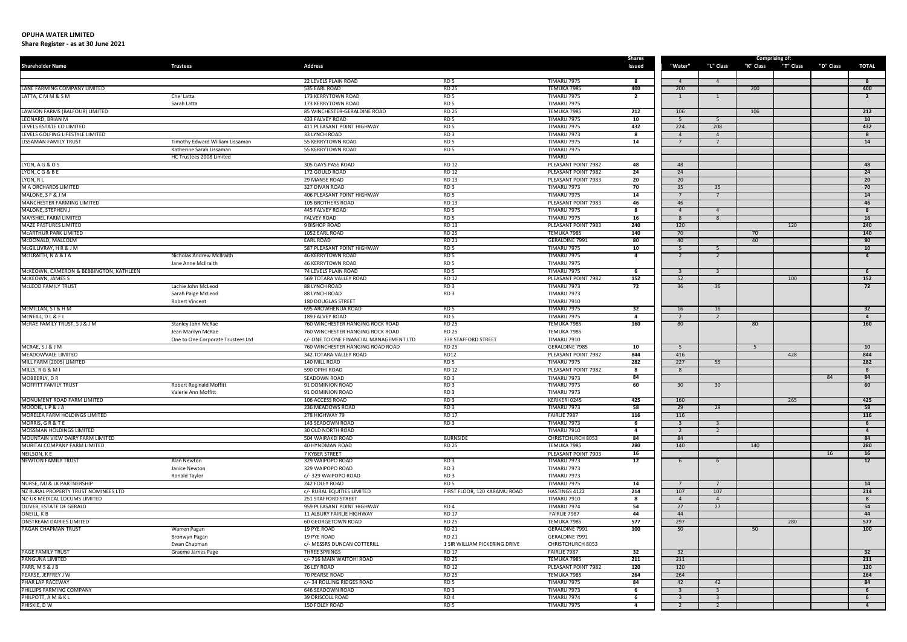**OPUHA WATER LIMITED**

**Share Register - as at 30 June 2021**

| Shareholder Name | Trustees | Address | | | Shares Issued | Comprising of: "Water" | "L" Class | "K" Class | "T" Class | "D" Class | TOTAL |
|---|---|---|---|---|---|---|---|---|---|---|---|
| | | 22 LEVELS PLAIN ROAD | RD 5 | TIMARU 7975 | 8 | 4 | 4 | | | | 8 |
| LANE FARMING COMPANY LIMITED | | 535 EARL ROAD | RD 25 | TEMUKA 7985 | 400 | 200 | | 200 | | | 400 |
| LATTA, C M M & S M | Che' Latta | 173 KERRYTOWN ROAD | RD 5 | TIMARU 7975 | 2 | 1 | 1 | | | | 2 |
| | Sarah Latta | 173 KERRYTOWN ROAD | RD 5 | TIMARU 7975 | | | | | | | |
| LAWSON FARMS (BALFOUR) LIMITED | | 85 WINCHESTER-GERALDINE ROAD | RD 25 | TEMUKA 7985 | 212 | 106 | | 106 | | | 212 |
| LEONARD, BRIAN M | | 433 FALVEY ROAD | RD 5 | TIMARU 7975 | 10 | 5 | 5 | | | | 10 |
| LEVELS ESTATE CO LIMITED | | 411 PLEASANT POINT HIGHWAY | RD 5 | TIMARU 7975 | 432 | 224 | 208 | | | | 432 |
| LEVELS GOLFING LIFESTYLE LIMITED | | 33 LYNCH ROAD | RD 3 | TIMARU 7973 | 8 | 4 | 4 | | | | 8 |
| LISSAMAN FAMILY TRUST | Timothy Edward William Lissaman | 55 KERRYTOWN ROAD | RD 5 | TIMARU 7975 | 14 | 7 | 7 | | | | 14 |
| | Katherine Sarah Lissaman | 55 KERRYTOWN ROAD | RD 5 | TIMARU 7975 | | | | | | | |
| | HC Trustees 2008 Limited | | | TIMARU | | | | | | | |
| LYON, A G & O S | | 305 GAYS PASS ROAD | RD 12 | PLEASANT POINT 7982 | 48 | 48 | | | | | 48 |
| LYON, C G & B E | | 172 GOULD ROAD | RD 12 | PLEASANT POINT 7982 | 24 | 24 | | | | | 24 |
| LYON, R L | | 29 MANSE ROAD | RD 13 | PLEASANT POINT 7983 | 20 | 20 | | | | | 20 |
| M A ORCHARDS LIMITED | | 327 DIVAN ROAD | RD 3 | TIMARU 7973 | 70 | 35 | 35 | | | | 70 |
| MALONE, S F & J M | | 406 PLEASANT POINT HIGHWAY | RD 5 | TIMARU 7975 | 14 | 7 | 7 | | | | 14 |
| MANCHESTER FARMING LIMITED | | 105 BROTHERS ROAD | RD 13 | PLEASANT POINT 7983 | 46 | 46 | | | | | 46 |
| MALONE, STEPHEN J | | 445 FALVEY ROAD | RD 5 | TIMARU 7975 | 8 | 4 | 4 | | | | 8 |
| MAYSHIEL FARM LIMITED | | FALVEY ROAD | RD 5 | TIMARU 7975 | 16 | 8 | 8 | | | | 16 |
| MAZE PASTURES LIMITED | | 9 BISHOP ROAD | RD 13 | PLEASANT POINT 7983 | 240 | 120 | | | 120 | | 240 |
| McARTHUR PARK LIMITED | | 1052 EARL ROAD | RD 25 | TEMUKA 7985 | 140 | 70 | | 70 | | | 140 |
| McDONALD, MALCOLM | | EARL ROAD | RD 21 | GERALDINE 7991 | 80 | 40 | | 40 | | | 80 |
| McGILLIVRAY, H R & J M | | 587 PLEASANT POINT HIGHWAY | RD 5 | TIMARU 7975 | 10 | 5 | 5 | | | | 10 |
| McILRAITH, N A & J A | Nicholas Andrew McIlraith | 46 KERRYTOWN ROAD | RD 5 | TIMARU 7975 | 4 | 2 | 2 | | | | 4 |
| | Jane Anne McIlraith | 46 KERRYTOWN ROAD | RD 5 | TIMARU 7975 | | | | | | | |
| McKEOWN, CAMERON & BEBBINGTON, KATHLEEN | | 74 LEVELS PLAIN ROAD | RD 5 | TIMARU 7975 | 6 | 3 | 3 | | | | 6 |
| McKEOWN, JAMES S | | 569 TOTARA VALLEY ROAD | RD 12 | PLEASANT POINT 7982 | 152 | 52 | | | 100 | | 152 |
| McLEOD FAMILY TRUST | Lachie John McLeod | 88 LYNCH ROAD | RD 3 | TIMARU 7973 | 72 | 36 | 36 | | | | 72 |
| | Sarah Paige McLeod | 88 LYNCH ROAD | RD 3 | TIMARU 7973 | | | | | | | |
| | Robert Vincent | 180 DOUGLAS STREET | | TIMARU 7910 | | | | | | | |
| McMILLAN, S I & H M | | 695 AROWHENUA ROAD | RD 5 | TIMARU 7975 | 32 | 16 | 16 | | | | 32 |
| McNEILL, D L & F I | | 189 FALVEY ROAD | RD 5 | TIMARU 7975 | 4 | 2 | 2 | | | | 4 |
| McRAE FAMILY TRUST, S J & J M | Stanley John McRae | 760 WINCHESTER HANGING ROCK ROAD | RD 25 | TEMUKA 7985 | 160 | 80 | | 80 | | | 160 |
| | Jean Marilyn McRae | 760 WINCHESTER HANGING ROCK ROAD | RD 25 | TEMUKA 7985 | | | | | | | |
| | One to One Corporate Trustees Ltd | c/- ONE TO ONE FINANCIAL MANAGEMENT LTD | 338 STAFFORD STREET | TIMARU 7910 | | | | | | | |
| MCRAE, S J & J M | | 760 WINCHESTER HANGING ROAD ROAD | RD 25 | GERALDINE 7985 | 10 | 5 | | 5 | | | 10 |
| MEADOWVALE LIMITED | | 342 TOTARA VALLEY ROAD | RD12 | PLEASANT POINT 7982 | 844 | 416 | | | 428 | | 844 |
| MILL FARM (2005) LIMITED | | 140 MILL ROAD | RD 5 | TIMARU 7975 | 282 | 227 | 55 | | | | 282 |
| MILLS, R G & M I | | 590 OPIHI ROAD | RD 12 | PLEASANT POINT 7982 | 8 | 8 | | | | | 8 |
| MOBBERLY, D R | | SEADOWN ROAD | RD 3 | TIMARU 7973 | 84 | | | | | 84 | 84 |
| MOFFITT FAMILY TRUST | Robert Reginald Moffitt | 91 DOMINION ROAD | RD 3 | TIMARU 7973 | 60 | 30 | 30 | | | | 60 |
| | Valerie Ann Moffitt | 91 DOMINION ROAD | RD 3 | TIMARU 7973 | | | | | | | |
| MONUMENT ROAD FARM LIMITED | | 106 ACCESS ROAD | RD 3 | KERIKERI 0245 | 425 | 160 | | | 265 | | 425 |
| MOODIE, L P & J A | | 236 MEADOWS ROAD | RD 3 | TIMARU 7973 | 58 | 29 | 29 | | | | 58 |
| MORELEA FARM HOLDINGS LIMITED | | 278 HIGHWAY 79 | RD 17 | FAIRLIE 7987 | 116 | 116 | | | | | 116 |
| MORRIS, G R & T E | | 143 SEADOWN ROAD | RD 3 | TIMARU 7973 | 6 | 3 | 3 | | | | 6 |
| MOSSMAN HOLDINGS LIMITED | | 30 OLD NORTH ROAD | | TIMARU 7910 | 4 | 2 | 2 | | | | 4 |
| MOUNTAIN VIEW DAIRY FARM LIMITED | | 504 WAIRAKEI ROAD | BURNSIDE | CHRISTCHURCH 8053 | 84 | 84 | | | | | 84 |
| MURITAI COMPANY FARM LIMITED | | 40 HYNDMAN ROAD | RD 25 | TEMUKA 7985 | 280 | 140 | | 140 | | | 280 |
| NEILSON, K E | | 7 KYBER STREET | | PLEASANT POINT 7903 | 16 | | | | | 16 | 16 |
| NEWTON FAMILY TRUST | Alan Newton | 329 WAIPOPO ROAD | RD 3 | TIMARU 7973 | 12 | 6 | 6 | | | | 12 |
| | Janice Newton | 329 WAIPOPO ROAD | RD 3 | TIMARU 7973 | | | | | | | |
| | Ronald Taylor | c/- 329 WAIPOPO ROAD | RD 3 | TIMARU 7973 | | | | | | | |
| NURSE, MJ & LK PARTNERSHIP | | 242 FOLEY ROAD | RD 5 | TIMARU 7975 | 14 | 7 | 7 | | | | 14 |
| NZ RURAL PROPERTY TRUST NOMINEES LTD | | c/- RURAL EQUITIES LIMITED | FIRST FLOOR, 120 KARAMU ROAD | HASTINGS 4122 | 214 | 107 | 107 | | | | 214 |
| NZ-UK MEDICAL LOCUMS LIMITED | | 251 STAFFORD STREET | | TIMARU 7910 | 8 | 4 | 4 | | | | 8 |
| OLIVER, ESTATE OF GERALD | | 959 PLEASANT POINT HIGHWAY | RD 4 | TIMARU 7974 | 54 | 27 | 27 | | | | 54 |
| ONEILL, K B | | 11 ALBURY FAIRLIE HIGHWAY | RD 17 | FAIRLIE 7987 | 44 | 44 | | | | | 44 |
| ONSTREAM DAIRIES LIMITED | | 60 GEORGETOWN ROAD | RD 25 | TEMUKA 7985 | 577 | 297 | | | 280 | | 577 |
| PAGAN CHAPMAN TRUST | Warren Pagan | 19 PYE ROAD | RD 21 | GERALDINE 7991 | 100 | 50 | | 50 | | | 100 |
| | Bronwyn Pagan | 19 PYE ROAD | RD 21 | GERALDINE 7991 | | | | | | | |
| | Ewan Chapman | c/- MESSRS DUNCAN COTTERILL | 1 SIR WILLIAM PICKERING DRIVE | CHRISTCHURCH 8053 | | | | | | | |
| PAGE FAMILY TRUST | Graeme James Page | THREE SPRINGS | RD 17 | FAIRLIE 7987 | 32 | 32 | | | | | 32 |
| PANGUNA LIMITED | | c/- 716 MAIN WAITOHI ROAD | RD 25 | TEMUKA 7985 | 211 | 211 | | | | | 211 |
| PARR, M S & J B | | 26 LEY ROAD | RD 12 | PLEASANT POINT 7982 | 120 | 120 | | | | | 120 |
| PEARSE, JEFFREY J W | | 70 PEARSE ROAD | RD 25 | TEMUKA 7985 | 264 | 264 | | | | | 264 |
| PHAR LAP RACEWAY | | c/- 34 ROLLING RIDGES ROAD | RD 5 | TIMARU 7975 | 84 | 42 | 42 | | | | 84 |
| PHILLIPS FARMING COMPANY | | 646 SEADOWN ROAD | RD 3 | TIMARU 7973 | 6 | 3 | 3 | | | | 6 |
| PHILPOTT, A M & K L | | 39 DRISCOLL ROAD | RD 4 | TIMARU 7974 | 6 | 3 | 3 | | | | 6 |
| PHISKIE, D W | | 150 FOLEY ROAD | RD 5 | TIMARU 7975 | 4 | 2 | 2 | | | | 4 |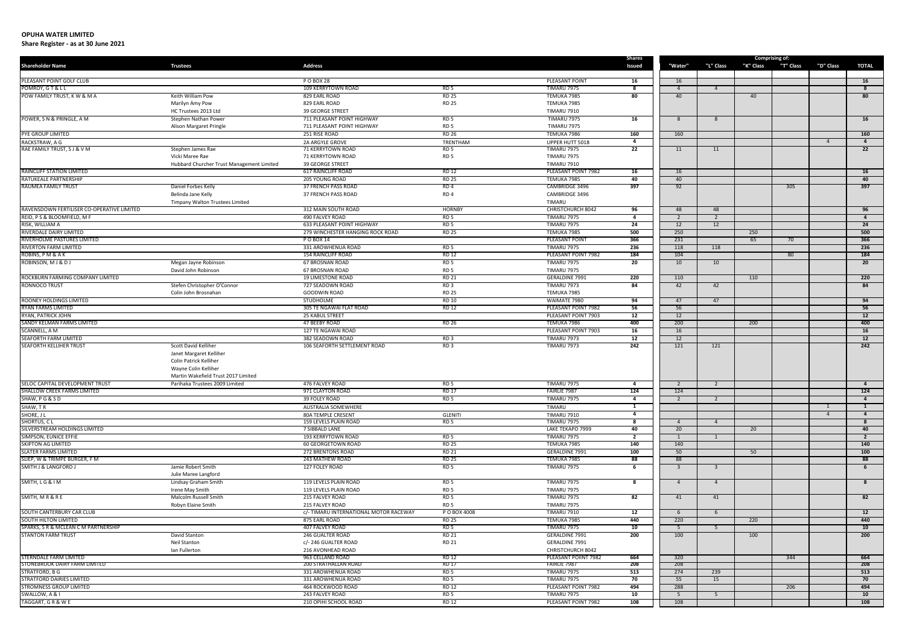# OPUHA WATER LIMITED

## Share Register - as at 30 June 2021

| Shareholder Name | Trustees | Address | | | Shares Issued | Comprising of: "Water" | "L" Class | "K" Class | "T" Class | "D" Class | TOTAL |
|---|---|---|---|---|---|---|---|---|---|---|---|
| PLEASANT POINT GOLF CLUB | | P O BOX 28 | | PLEASANT POINT | 16 | 16 | | | | | 16 |
| POMROY, G T & L L | | 109 KERRYTOWN ROAD | RD 5 | TIMARU 7975 | 8 | 4 | 4 | | | | 8 |
| POW FAMILY TRUST, K W & M A | Keith William Pow | 829 EARL ROAD | RD 25 | TEMUKA 7985 | 80 | 40 | | 40 | | | 80 |
| | Marilyn Amy Pow | 829 EARL ROAD | RD 25 | TEMUKA 7985 | | | | | | | |
| | HC Trustees 2013 Ltd | 39 GEORGE STREET | | TIMARU 7910 | | | | | | | |
| POWER, S N & PRINGLE, A M | Stephen Nathan Power | 711 PLEASANT POINT HIGHWAY | RD 5 | TIMARU 7975 | 16 | 8 | 8 | | | | 16 |
| | Alison Margaret Pringle | 711 PLEASANT POINT HIGHWAY | RD 5 | TIMARU 7975 | | | | | | | |
| PYE GROUP LIMITED | | 251 RISE ROAD | RD 26 | TEMUKA 7986 | 160 | 160 | | | | | 160 |
| RACKSTRAW, A G | | 2A ARGYLE GROVE | TRENTHAM | UPPER HUTT 5018 | 4 | | | | | 4 | 4 |
| RAE FAMILY TRUST, S J & V M | Stephen James Rae | 71 KERRYTOWN ROAD | RD 5 | TIMARU 7975 | 22 | 11 | 11 | | | | 22 |
| | Vicki Maree Rae | 71 KERRYTOWN ROAD | RD 5 | TIMARU 7975 | | | | | | | |
| | Hubbard Churcher Trust Management Limited | 39 GEORGE STREET | | TIMARU 7910 | | | | | | | |
| RAINCLIFF STATION LIMITED | | 617 RAINCLIFF ROAD | RD 12 | PLEASANT POINT 7982 | 16 | 16 | | | | | 16 |
| RATUKEALE PARTNERSHIP | | 205 YOUNG ROAD | RD 25 | TEMUKA 7985 | 40 | 40 | | | | | 40 |
| RAUMEA FAMILY TRUST | Daniel Forbes Kelly | 37 FRENCH PASS ROAD | RD 4 | CAMBRIDGE 3496 | 397 | 92 | | | 305 | | 397 |
| | Belinda Jane Kelly | 37 FRENCH PASS ROAD | RD 4 | CAMBRIDGE 3496 | | | | | | | |
| | Timpany Walton Trustees Limited | | | TIMARU | | | | | | | |
| RAVENSDOWN FERTILISER CO-OPERATIVE LIMITED | | 312 MAIN SOUTH ROAD | HORNBY | CHRISTCHURCH 8042 | 96 | 48 | 48 | | | | 96 |
| REID, P S & BLOOMFIELD, M F | | 490 FALVEY ROAD | RD 5 | TIMARU 7975 | 4 | 2 | 2 | | | | 4 |
| RISK, WILLIAM A | | 633 PLEASANT POINT HIGHWAY | RD 5 | TIMARU 7975 | 24 | 12 | 12 | | | | 24 |
| RIVERDALE DAIRY LIMITED | | 279 WINCHESTER HANGING ROCK ROAD | RD 25 | TEMUKA 7985 | 500 | 250 | | 250 | | | 500 |
| RIVERHOLME PASTURES LIMITED | | P O BOX 14 | | PLEASANT POINT | 366 | 231 | | 65 | 70 | | 366 |
| RIVERTON FARM LIMITED | | 331 AROWHENUA ROAD | RD 5 | TIMARU 7975 | 236 | 118 | 118 | | | | 236 |
| ROBINS, P M & A K | | 154 RAINCLIFF ROAD | RD 12 | PLEASANT POINT 7982 | 184 | 104 | | | 80 | | 184 |
| ROBINSON, M J & D J | Megan Jayne Robinson | 67 BROSNAN ROAD | RD 5 | TIMARU 7975 | 20 | 10 | 10 | | | | 20 |
| | David John Robinson | 67 BROSNAN ROAD | RD 5 | TIMARU 7975 | | | | | | | |
| ROCKBURN FARMING COMPANY LIMITED | | 19 LIMESTONE ROAD | RD 21 | GERALDINE 7991 | 220 | 110 | | 110 | | | 220 |
| RONNOCO TRUST | Stefen Christopher O'Connor | 727 SEADOWN ROAD | RD 3 | TIMARU 7973 | 84 | 42 | 42 | | | | 84 |
| | Colin John Brosnahan | GOODWIN ROAD | RD 25 | TEMUKA 7985 | | | | | | | |
| ROONEY HOLDINGS LIMITED | | STUDHOLME | RD 10 | WAIMATE 7980 | 94 | 47 | 47 | | | | 94 |
| RYAN FARMS LIMITED | | 305 TE NGAWAI FLAT ROAD | RD 12 | PLEASANT POINT 7982 | 56 | 56 | | | | | 56 |
| RYAN, PATRICK JOHN | | 25 KABUL STREET | | PLEASANT POINT 7903 | 12 | 12 | | | | | 12 |
| SANDY KELMAN FARMS LIMITED | | 47 BEEBY ROAD | RD 26 | TEMUKA 7986 | 400 | 200 | | 200 | | | 400 |
| SCANNELL, A M | | 127 TE NGAWAI ROAD | | PLEASANT POINT 7903 | 16 | 16 | | | | | 16 |
| SEAFORTH FARM LIMITED | | 382 SEADOWN ROAD | RD 3 | TIMARU 7973 | 12 | 12 | | | | | 12 |
| SEAFORTH KELLIHER TRUST | Scott David Kelliher | 106 SEAFORTH SETTLEMENT ROAD | RD 3 | TIMARU 7973 | 242 | 121 | 121 | | | | 242 |
| | Janet Margaret Kelliher | | | | | | | | | | |
| | Colin Patrick Kelliher | | | | | | | | | | |
| | Wayne Colin Kelliher | | | | | | | | | | |
| | Martin Wakefield Trust 2017 Limited | | | | | | | | | | |
| SELOC CAPITAL DEVELOPMENT TRUST | Parihaka Trustees 2009 Limited | 476 FALVEY ROAD | RD 5 | TIMARU 7975 | 4 | 2 | 2 | | | | 4 |
| SHALLOW CREEK FARMS LIMITED | | 971 CLAYTON ROAD | RD 17 | FAIRLIE 7987 | 124 | 124 | | | | | 124 |
| SHAW, P G & S D | | 39 FOLEY ROAD | RD 5 | TIMARU 7975 | 4 | 2 | 2 | | | | 4 |
| SHAW, T R | | AUSTRALIA SOMEWHERE | | TIMARU | 1 | | | | | 1 | 1 |
| SHORE, J L | | 80A TEMPLE CRESENT | GLENITI | TIMARU 7910 | 4 | | | | | 4 | 4 |
| SHORTUS, C L | | 159 LEVELS PLAIN ROAD | RD 5 | TIMARU 7975 | 8 | 4 | 4 | | | | 8 |
| SILVERSTREAM HOLDINGS LIMITED | | 7 SIBBALD LANE | | LAKE TEKAPO 7999 | 40 | 20 | | 20 | | | 40 |
| SIMPSON, EUNICE EFFIE | | 193 KERRYTOWN ROAD | RD 5 | TIMARU 7975 | 2 | 1 | 1 | | | | 2 |
| SKIPTON AG LIMITED | | 60 GEORGETOWN ROAD | RD 25 | TEMUKA 7985 | 140 | 140 | | | | | 140 |
| SLATER FARMS LIMITED | | 272 BRENTONS ROAD | RD 21 | GERALDINE 7991 | 100 | 50 | | 50 | | | 100 |
| SLIEP, W & TRIMPE BURGER, F M | | 243 MATHEW ROAD | RD 25 | TEMUKA 7985 | 88 | 88 | | | | | 88 |
| SMITH J & LANGFORD J | Jamie Robert Smith | 127 FOLEY ROAD | RD 5 | TIMARU 7975 | 6 | 3 | 3 | | | | 6 |
| | Julie Maree Langford | | | | | | | | | | |
| SMITH, L G & I M | Lindsay Graham Smith | 119 LEVELS PLAIN ROAD | RD 5 | TIMARU 7975 | 8 | 4 | 4 | | | | 8 |
| | Irene May Smith | 119 LEVELS PLAIN ROAD | RD 5 | TIMARU 7975 | | | | | | | |
| SMITH, M R & R E | Malcolm Russell Smith | 215 FALVEY ROAD | RD 5 | TIMARU 7975 | 82 | 41 | 41 | | | | 82 |
| | Robyn Elaine Smith | 215 FALVEY ROAD | RD 5 | TIMARU 7975 | | | | | | | |
| SOUTH CANTERBURY CAR CLUB | | c/- TIMARU INTERNATIONAL MOTOR RACEWAY | P O BOX 4008 | TIMARU 7910 | 12 | 6 | 6 | | | | 12 |
| SOUTH HILTON LIMITED | | 875 EARL ROAD | RD 25 | TEMUKA 7985 | 440 | 220 | | 220 | | | 440 |
| SPARKS, S R & MCLEAN C M PARTNERSHIP | | 407 FALVEY ROAD | RD 5 | TIMARU 7975 | 10 | 5 | 5 | | | | 10 |
| STANTON FARM TRUST | David Stanton | 246 GUALTER ROAD | RD 21 | GERALDINE 7991 | 200 | 100 | | 100 | | | 200 |
| | Neil Stanton | c/- 246 GUALTER ROAD | RD 21 | GERALDINE 7991 | | | | | | | |
| | Ian Fullerton | 216 AVONHEAD ROAD | | CHRISTCHURCH 8042 | | | | | | | |
| STERNDALE FARM LIMITED | | 963 CELLAND ROAD | RD 12 | PLEASANT POINT 7982 | 664 | 320 | | | 344 | | 664 |
| STONEBROOK DAIRY FARM LIMITED | | 200 STRATHALLAN ROAD | RD 17 | FAIRLIE 7987 | 208 | 208 | | | | | 208 |
| STRATFORD, B G | | 331 AROWHENUA ROAD | RD 5 | TIMARU 7975 | 513 | 274 | 239 | | | | 513 |
| STRATFORD DAIRIES LIMITED | | 331 AROWHENUA ROAD | RD 5 | TIMARU 7975 | 70 | 55 | 15 | | | | 70 |
| STROMNESS GROUP LIMITED | | 464 ROCKWOOD ROAD | RD 12 | PLEASANT POINT 7982 | 494 | 288 | | | 206 | | 494 |
| SWALLOW, A & I | | 243 FALVEY ROAD | RD 5 | TIMARU 7975 | 10 | 5 | 5 | | | | 10 |
| TAGGART, G R & W E | | 210 OPIHI SCHOOL ROAD | RD 12 | PLEASANT POINT 7982 | 108 | 108 | | | | | 108 |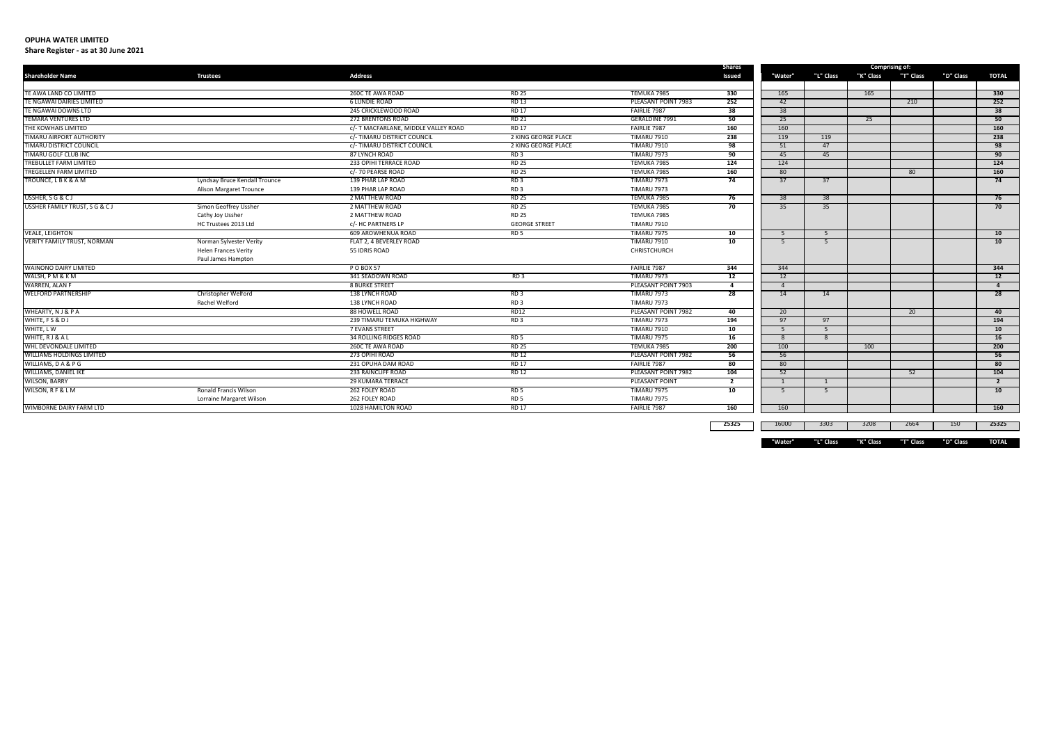**OPUHA WATER LIMITED**

**Share Register - as at 30 June 2021**

| Shareholder Name | Trustees | Address | | | Shares Issued | Comprising of: "Water" | "L" Class | "K" Class | "T" Class | "D" Class | TOTAL |
|---|---|---|---|---|---|---|---|---|---|---|---|
| TE AWA LAND CO LIMITED | | 260C TE AWA ROAD | RD 25 | TEMUKA 7985 | 330 | 165 | | 165 | | | 330 |
| TE NGAWAI DAIRIES LIMITED | | 6 LUNDIE ROAD | RD 13 | PLEASANT POINT 7983 | 252 | 42 | | | 210 | | 252 |
| TE NGAWAI DOWNS LTD | | 245 CRICKLEWOOD ROAD | RD 17 | FAIRLIE 7987 | 38 | 38 | | | | | 38 |
| TEMARA VENTURES LTD | | 272 BRENTONS ROAD | RD 21 | GERALDINE 7991 | 50 | 25 | | 25 | | | 50 |
| THE KOWHAIS LIMITED | | c/- T MACFARLANE, MIDDLE VALLEY ROAD | RD 17 | FAIRLIE 7987 | 160 | 160 | | | | | 160 |
| TIMARU AIRPORT AUTHORITY | | c/- TIMARU DISTRICT COUNCIL | 2 KING GEORGE PLACE | TIMARU 7910 | 238 | 119 | 119 | | | | 238 |
| TIMARU DISTRICT COUNCIL | | c/- TIMARU DISTRICT COUNCIL | 2 KING GEORGE PLACE | TIMARU 7910 | 98 | 51 | 47 | | | | 98 |
| TIMARU GOLF CLUB INC | | 87 LYNCH ROAD | RD 3 | TIMARU 7973 | 90 | 45 | 45 | | | | 90 |
| TREBULLET FARM LIMITED | | 233 OPIHI TERRACE ROAD | RD 25 | TEMUKA 7985 | 124 | 124 | | | | | 124 |
| TREGELLEN FARM LIMITED | | c/- 70 PEARSE ROAD | RD 25 | TEMUKA 7985 | 160 | 80 | | | 80 | | 160 |
| TROUNCE, L B K & A M | Lyndsay Bruce Kendall Trounce | 139 PHAR LAP ROAD | RD 3 | TIMARU 7973 | 74 | 37 | 37 | | | | 74 |
| | Alison Margaret Trounce | 139 PHAR LAP ROAD | RD 3 | TIMARU 7973 | | | | | | | |
| USSHER, S G & C J | | 2 MATTHEW ROAD | RD 25 | TEMUKA 7985 | 76 | 38 | 38 | | | | 76 |
| USSHER FAMILY TRUST, S G & C J | Simon Geoffrey Ussher | 2 MATTHEW ROAD | RD 25 | TEMUKA 7985 | 70 | 35 | 35 | | | | 70 |
| | Cathy Joy Ussher | 2 MATTHEW ROAD | RD 25 | TEMUKA 7985 | | | | | | | |
| | HC Trustees 2013 Ltd | c/- HC PARTNERS LP | GEORGE STREET | TIMARU 7910 | | | | | | | |
| VEALE, LEIGHTON | | 609 AROWHENUA ROAD | RD 5 | TIMARU 7975 | 10 | 5 | 5 | | | | 10 |
| VERITY FAMILY TRUST, NORMAN | Norman Sylvester Verity | FLAT 2, 4 BEVERLEY ROAD | | TIMARU 7910 | 10 | 5 | 5 | | | | 10 |
| | Helen Frances Verity | 55 IDRIS ROAD | | CHRISTCHURCH | | | | | | | |
| | Paul James Hampton | | | | | | | | | | |
| WAINONO DAIRY LIMITED | | P O BOX 57 | | FAIRLIE 7987 | 344 | 344 | | | | | 344 |
| WALSH, P M & K M | | 341 SEADOWN ROAD | RD 3 | TIMARU 7973 | 12 | 12 | | | | | 12 |
| WARREN, ALAN F | | 8 BURKE STREET | | PLEASANT POINT 7903 | 4 | 4 | | | | | 4 |
| WELFORD PARTNERSHIP | Christopher Welford | 138 LYNCH ROAD | RD 3 | TIMARU 7973 | 28 | 14 | 14 | | | | 28 |
| | Rachel Welford | 138 LYNCH ROAD | RD 3 | TIMARU 7973 | | | | | | | |
| WHEARTY, N J & P A | | 88 HOWELL ROAD | RD12 | PLEASANT POINT 7982 | 40 | 20 | | | 20 | | 40 |
| WHITE, F S & D J | | 239 TIMARU TEMUKA HIGHWAY | RD 3 | TIMARU 7973 | 194 | 97 | 97 | | | | 194 |
| WHITE, L W | | 7 EVANS STREET | | TIMARU 7910 | 10 | 5 | 5 | | | | 10 |
| WHITE, R J & A L | | 34 ROLLING RIDGES ROAD | RD 5 | TIMARU 7975 | 16 | 8 | 8 | | | | 16 |
| WHL DEVONDALE LIMITED | | 260C TE AWA ROAD | RD 25 | TEMUKA 7985 | 200 | 100 | | 100 | | | 200 |
| WILLIAMS HOLDINGS LIMITED | | 273 OPIHI ROAD | RD 12 | PLEASANT POINT 7982 | 56 | 56 | | | | | 56 |
| WILLIAMS, D A & P G | | 231 OPUHA DAM ROAD | RD 17 | FAIRLIE 7987 | 80 | 80 | | | | | 80 |
| WILLIAMS, DANIEL IKE | | 233 RAINCLIFF ROAD | RD 12 | PLEASANT POINT 7982 | 104 | 52 | | | 52 | | 104 |
| WILSON, BARRY | | 29 KUMARA TERRACE | | PLEASANT POINT | 2 | 1 | 1 | | | | 2 |
| WILSON, R F & L M | Ronald Francis Wilson | 262 FOLEY ROAD | RD 5 | TIMARU 7975 | 10 | 5 | 5 | | | | 10 |
| | Lorraine Margaret Wilson | 262 FOLEY ROAD | RD 5 | TIMARU 7975 | | | | | | | |
| WIMBORNE DAIRY FARM LTD | | 1028 HAMILTON ROAD | RD 17 | FAIRLIE 7987 | 160 | 160 | | | | | 160 |
| | | | | | 25325 | 16000 | 3303 | 3208 | 2664 | 150 | 25325 |
| | | | | | | "Water" | "L" Class | "K" Class | "T" Class | "D" Class | TOTAL |